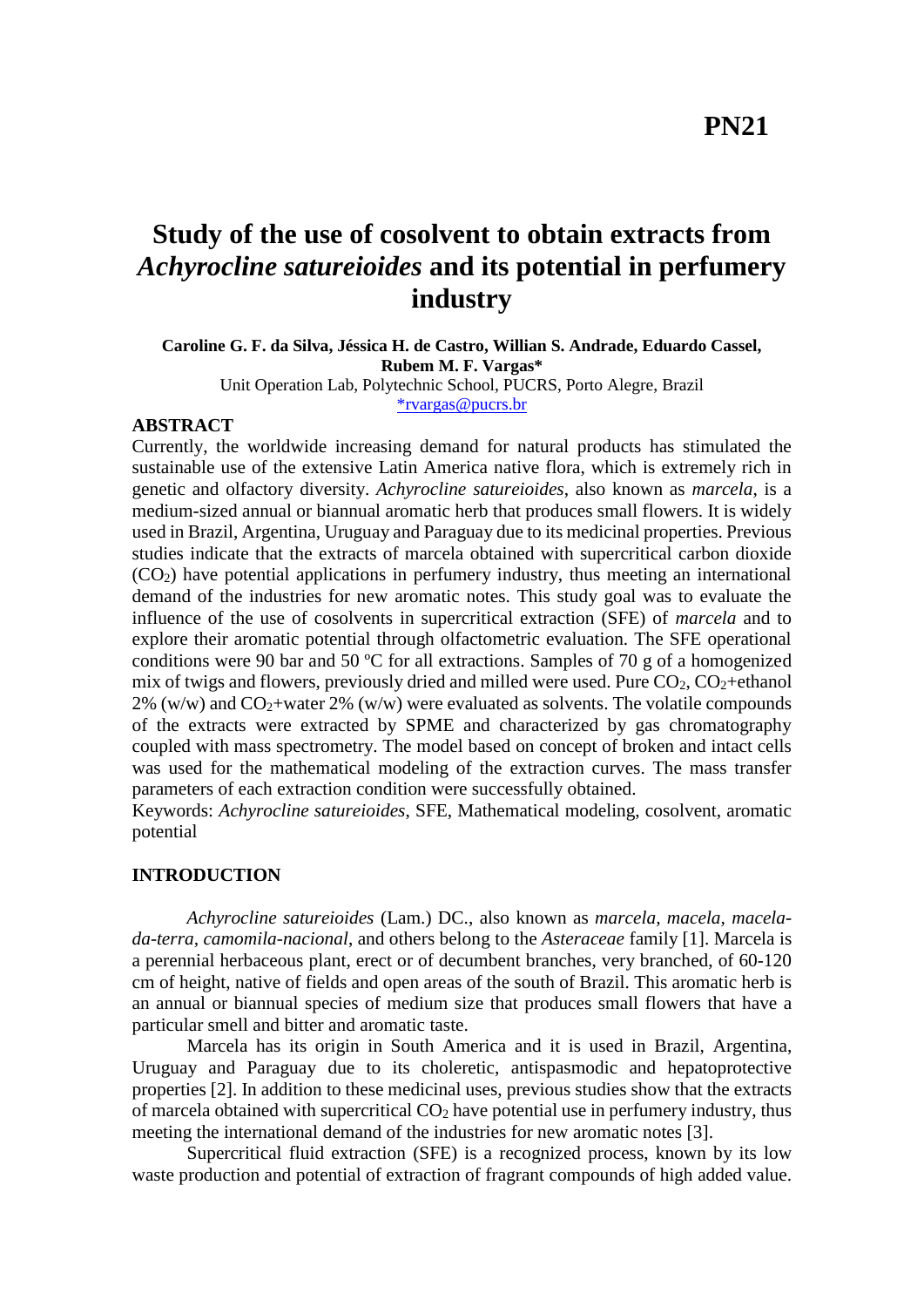# Study of the use of cosolvent to obtain extracts from *Achyrocline satureioides* and its potential in perfumery industry

PN21

**Caroline G. F. da Silva, Jéssica H. de Castro, Willian S. Andrade, Eduardo Cassel, Rubem M. F. Vargas***

Unit Operation Lab, Polytechnic School, PUCRS, Porto Alegre, Brazil

*rvargas@pucrs.br

## ABSTRACT

Currently, the worldwide increasing demand for natural products has stimulated the sustainable use of the extensive Latin America native flora, which is extremely rich in genetic and olfactory diversity. *Achyrocline satureioides*, also known as *marcela*, is a medium-sized annual or biannual aromatic herb that produces small flowers. It is widely used in Brazil, Argentina, Uruguay and Paraguay due to its medicinal properties. Previous studies indicate that the extracts of marcela obtained with supercritical carbon dioxide ($CO_2$) have potential applications in perfumery industry, thus meeting an international demand of the industries for new aromatic notes. This study goal was to evaluate the influence of the use of cosolvents in supercritical extraction (SFE) of *marcela* and to explore their aromatic potential through olfactometric evaluation. The SFE operational conditions were 90 bar and 50 ºC for all extractions. Samples of 70 g of a homogenized mix of twigs and flowers, previously dried and milled were used. Pure $CO_2$, $CO_2$+ethanol 2% (w/w) and $CO_2$+water 2% (w/w) were evaluated as solvents. The volatile compounds of the extracts were extracted by SPME and characterized by gas chromatography coupled with mass spectrometry. The model based on concept of broken and intact cells was used for the mathematical modeling of the extraction curves. The mass transfer parameters of each extraction condition were successfully obtained.

Keywords: *Achyrocline satureioides*, SFE, Mathematical modeling, cosolvent, aromatic potential

## INTRODUCTION

*Achyrocline satureioides* (Lam.) DC., also known as *marcela, macela, macela-da-terra, camomila-nacional*, and others belong to the *Asteraceae* family [1]. Marcela is a perennial herbaceous plant, erect or of decumbent branches, very branched, of 60-120 cm of height, native of fields and open areas of the south of Brazil. This aromatic herb is an annual or biannual species of medium size that produces small flowers that have a particular smell and bitter and aromatic taste.

Marcela has its origin in South America and it is used in Brazil, Argentina, Uruguay and Paraguay due to its choleretic, antispasmodic and hepatoprotective properties [2]. In addition to these medicinal uses, previous studies show that the extracts of marcela obtained with supercritical $CO_2$ have potential use in perfumery industry, thus meeting the international demand of the industries for new aromatic notes [3].

Supercritical fluid extraction (SFE) is a recognized process, known by its low waste production and potential of extraction of fragrant compounds of high added value.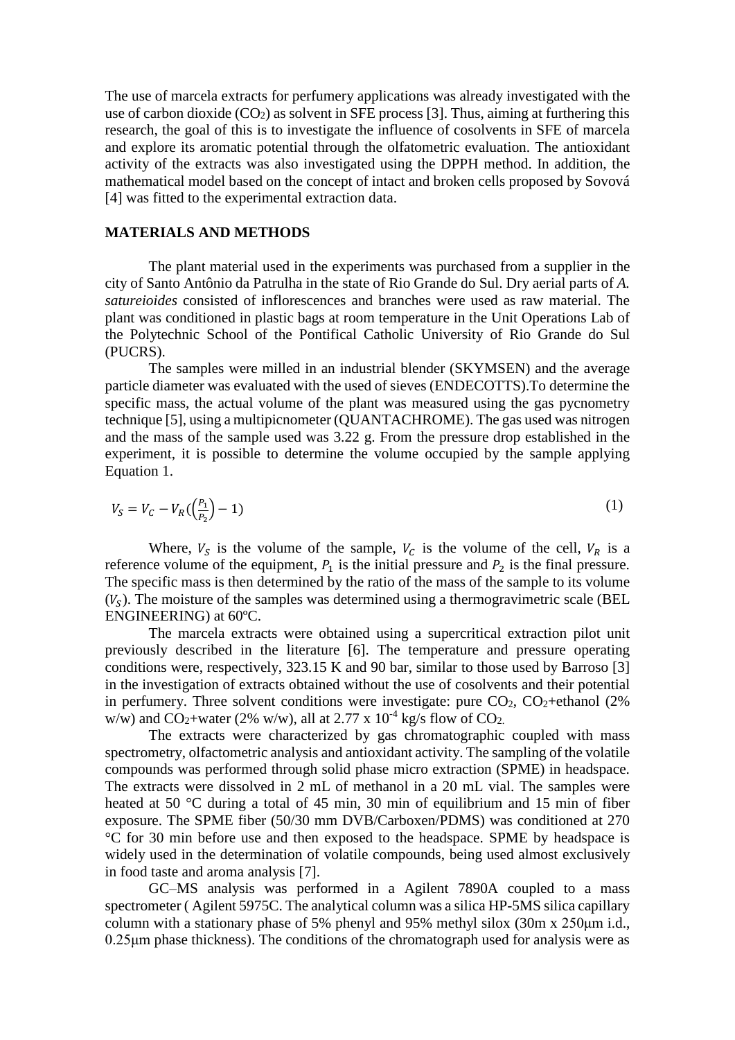The use of marcela extracts for perfumery applications was already investigated with the use of carbon dioxide ($CO_2$) as solvent in SFE process [3]. Thus, aiming at furthering this research, the goal of this is to investigate the influence of cosolvents in SFE of marcela and explore its aromatic potential through the olfatometric evaluation. The antioxidant activity of the extracts was also investigated using the DPPH method. In addition, the mathematical model based on the concept of intact and broken cells proposed by Sovová [4] was fitted to the experimental extraction data.

## MATERIALS AND METHODS

The plant material used in the experiments was purchased from a supplier in the city of Santo Antônio da Patrulha in the state of Rio Grande do Sul. Dry aerial parts of *A. satureioides* consisted of inflorescences and branches were used as raw material. The plant was conditioned in plastic bags at room temperature in the Unit Operations Lab of the Polytechnic School of the Pontifical Catholic University of Rio Grande do Sul (PUCRS).

The samples were milled in an industrial blender (SKYMSEN) and the average particle diameter was evaluated with the used of sieves (ENDECOTTS).To determine the specific mass, the actual volume of the plant was measured using the gas pycnometry technique [5], using a multipicnometer (QUANTACHROME). The gas used was nitrogen and the mass of the sample used was 3.22 g. From the pressure drop established in the experiment, it is possible to determine the volume occupied by the sample applying Equation 1.

$$V_S = V_C - V_R\left(\left(\frac{P_1}{P_2}\right) - 1\right) \tag{1}$$

Where, $V_S$ is the volume of the sample, $V_C$ is the volume of the cell, $V_R$ is a reference volume of the equipment, $P_1$ is the initial pressure and $P_2$ is the final pressure. The specific mass is then determined by the ratio of the mass of the sample to its volume ($V_S$). The moisture of the samples was determined using a thermogravimetric scale (BEL ENGINEERING) at 60ºC.

The marcela extracts were obtained using a supercritical extraction pilot unit previously described in the literature [6]. The temperature and pressure operating conditions were, respectively, 323.15 K and 90 bar, similar to those used by Barroso [3] in the investigation of extracts obtained without the use of cosolvents and their potential in perfumery. Three solvent conditions were investigate: pure $CO_2$, $CO_2$+ethanol (2% w/w) and $CO_2$+water (2% w/w), all at $2.77 \times 10^{-4}$ kg/s flow of $CO_2$.

The extracts were characterized by gas chromatographic coupled with mass spectrometry, olfactometric analysis and antioxidant activity. The sampling of the volatile compounds was performed through solid phase micro extraction (SPME) in headspace. The extracts were dissolved in 2 mL of methanol in a 20 mL vial. The samples were heated at 50 °C during a total of 45 min, 30 min of equilibrium and 15 min of fiber exposure. The SPME fiber (50/30 mm DVB/Carboxen/PDMS) was conditioned at 270 °C for 30 min before use and then exposed to the headspace. SPME by headspace is widely used in the determination of volatile compounds, being used almost exclusively in food taste and aroma analysis [7].

GC–MS analysis was performed in a Agilent 7890A coupled to a mass spectrometer ( Agilent 5975C. The analytical column was a silica HP-5MS silica capillary column with a stationary phase of 5% phenyl and 95% methyl silox (30m x 250μm i.d., 0.25μm phase thickness). The conditions of the chromatograph used for analysis were as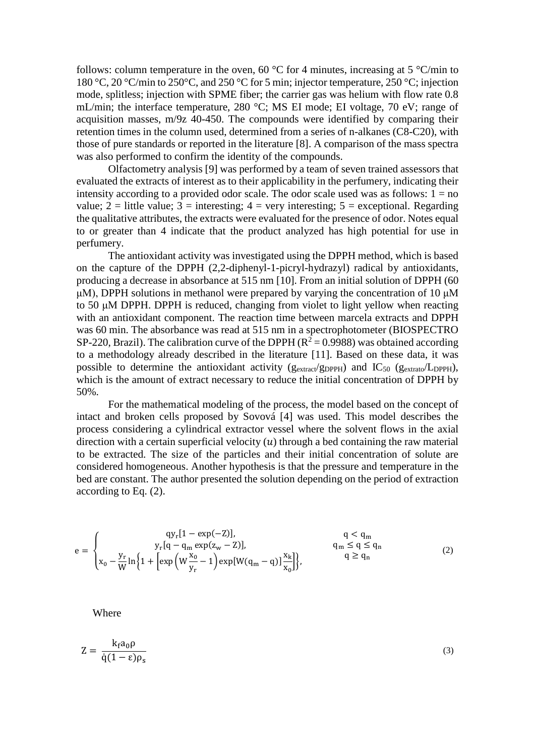follows: column temperature in the oven, 60 °C for 4 minutes, increasing at 5 °C/min to 180 °C, 20 °C/min to 250°C, and 250 °C for 5 min; injector temperature, 250 °C; injection mode, splitless; injection with SPME fiber; the carrier gas was helium with flow rate 0.8 mL/min; the interface temperature, 280 °C; MS EI mode; EI voltage, 70 eV; range of acquisition masses, m/9z 40-450. The compounds were identified by comparing their retention times in the column used, determined from a series of n-alkanes (C8-C20), with those of pure standards or reported in the literature [8]. A comparison of the mass spectra was also performed to confirm the identity of the compounds.

Olfactometry analysis [9] was performed by a team of seven trained assessors that evaluated the extracts of interest as to their applicability in the perfumery, indicating their intensity according to a provided odor scale. The odor scale used was as follows: 1 = no value; 2 = little value; 3 = interesting; 4 = very interesting; 5 = exceptional. Regarding the qualitative attributes, the extracts were evaluated for the presence of odor. Notes equal to or greater than 4 indicate that the product analyzed has high potential for use in perfumery.

The antioxidant activity was investigated using the DPPH method, which is based on the capture of the DPPH (2,2-diphenyl-1-picryl-hydrazyl) radical by antioxidants, producing a decrease in absorbance at 515 nm [10]. From an initial solution of DPPH (60 μM), DPPH solutions in methanol were prepared by varying the concentration of 10 μM to 50 μM DPPH. DPPH is reduced, changing from violet to light yellow when reacting with an antioxidant component. The reaction time between marcela extracts and DPPH was 60 min. The absorbance was read at 515 nm in a spectrophotometer (BIOSPECTRO SP-220, Brazil). The calibration curve of the DPPH ($R^2 = 0.9988$) was obtained according to a methodology already described in the literature [11]. Based on these data, it was possible to determine the antioxidant activity ($g_{extract}/g_{DPPH}$) and $IC_{50}$ ($g_{extrato}/L_{DPPH}$), which is the amount of extract necessary to reduce the initial concentration of DPPH by 50%.

For the mathematical modeling of the process, the model based on the concept of intact and broken cells proposed by Sovová [4] was used. This model describes the process considering a cylindrical extractor vessel where the solvent flows in the axial direction with a certain superficial velocity ($u$) through a bed containing the raw material to be extracted. The size of the particles and their initial concentration of solute are considered homogeneous. Another hypothesis is that the pressure and temperature in the bed are constant. The author presented the solution depending on the period of extraction according to Eq. (2).

$$
e = \begin{cases} q y_r [1 - \exp(-Z)], & q < q_m \\ y_r [q - q_m \exp(z_w - Z)], & q_m \le q \le q_n \\ x_0 - \dfrac{y_r}{W} \ln\left\{1 + \left[\exp\left(W \dfrac{x_0}{y_r} - 1\right) \exp[W(q_m - q)] \dfrac{x_k}{x_0}\right]\right\}, & q \ge q_n \end{cases} \tag{2}
$$

Where

$$
Z = \frac{k_f a_0 \rho}{\dot{q}(1-\varepsilon)\rho_s} \tag{3}
$$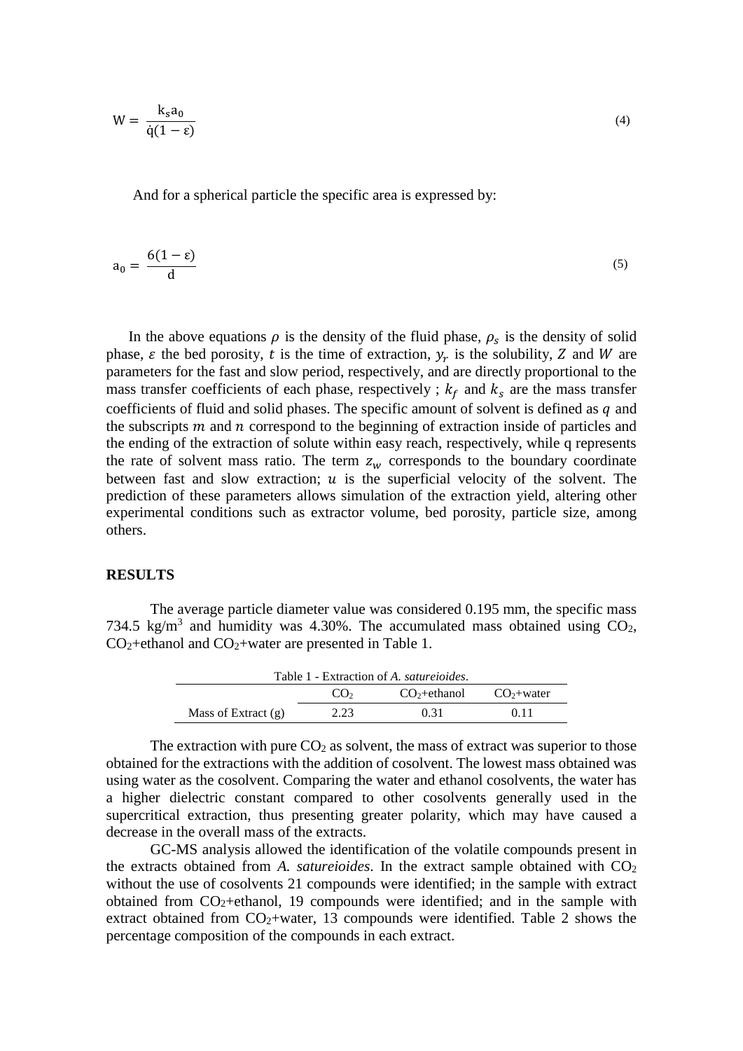$$W = \frac{k_s a_0}{\dot{q}(1 - \varepsilon)} \tag{4}$$

And for a spherical particle the specific area is expressed by:

$$a_0 = \frac{6(1 - \varepsilon)}{d} \tag{5}$$

In the above equations $\rho$ is the density of the fluid phase, $\rho_s$ is the density of solid phase, $\varepsilon$ the bed porosity, $t$ is the time of extraction, $y_r$ is the solubility, $Z$ and $W$ are parameters for the fast and slow period, respectively, and are directly proportional to the mass transfer coefficients of each phase, respectively ; $k_f$ and $k_s$ are the mass transfer coefficients of fluid and solid phases. The specific amount of solvent is defined as $q$ and the subscripts $m$ and $n$ correspond to the beginning of extraction inside of particles and the ending of the extraction of solute within easy reach, respectively, while q represents the rate of solvent mass ratio. The term $z_w$ corresponds to the boundary coordinate between fast and slow extraction; $u$ is the superficial velocity of the solvent. The prediction of these parameters allows simulation of the extraction yield, altering other experimental conditions such as extractor volume, bed porosity, particle size, among others.

## RESULTS

The average particle diameter value was considered 0.195 mm, the specific mass 734.5 kg/m$^3$ and humidity was 4.30%. The accumulated mass obtained using $CO_2$, $CO_2$+ethanol and $CO_2$+water are presented in Table 1.

Table 1 - Extraction of *A. satureioides*.

| | $CO_2$ | $CO_2$+ethanol | $CO_2$+water |
|---|---|---|---|
| Mass of Extract (g) | 2.23 | 0.31 | 0.11 |

The extraction with pure $CO_2$ as solvent, the mass of extract was superior to those obtained for the extractions with the addition of cosolvent. The lowest mass obtained was using water as the cosolvent. Comparing the water and ethanol cosolvents, the water has a higher dielectric constant compared to other cosolvents generally used in the supercritical extraction, thus presenting greater polarity, which may have caused a decrease in the overall mass of the extracts.

GC-MS analysis allowed the identification of the volatile compounds present in the extracts obtained from *A. satureioides*. In the extract sample obtained with $CO_2$ without the use of cosolvents 21 compounds were identified; in the sample with extract obtained from $CO_2$+ethanol, 19 compounds were identified; and in the sample with extract obtained from $CO_2$+water, 13 compounds were identified. Table 2 shows the percentage composition of the compounds in each extract.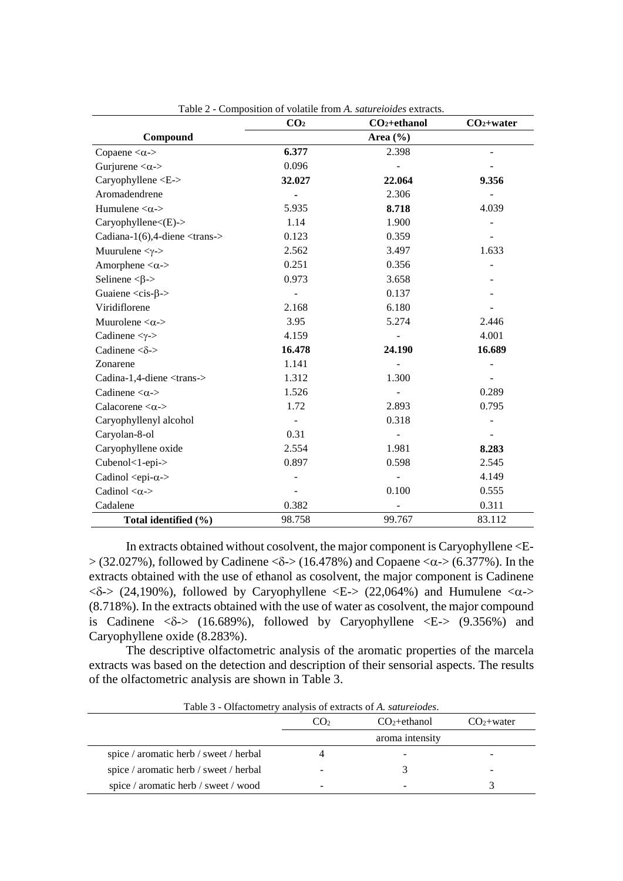Table 2 - Composition of volatile from *A. satureioides* extracts.

| Compound | $CO_2$ | $CO_2$+ethanol | $CO_2$+water |
|---|---|---|---|
| | Area (%) | | |
| Copaene <α-> | **6.377** | 2.398 | - |
| Gurjurene <α-> | 0.096 | - | - |
| Caryophyllene <E-> | **32.027** | **22.064** | **9.356** |
| Aromadendrene | - | 2.306 | - |
| Humulene <α-> | 5.935 | **8.718** | 4.039 |
| Caryophyllene<(E)-> | 1.14 | 1.900 | - |
| Cadiana-1(6),4-diene <trans-> | 0.123 | 0.359 | - |
| Muurulene <γ-> | 2.562 | 3.497 | 1.633 |
| Amorphene <α-> | 0.251 | 0.356 | - |
| Selinene <β-> | 0.973 | 3.658 | - |
| Guaiene <cis-β-> | - | 0.137 | - |
| Viridiflorene | 2.168 | 6.180 | - |
| Muurolene <α-> | 3.95 | 5.274 | 2.446 |
| Cadinene <γ-> | 4.159 | - | 4.001 |
| Cadinene <δ-> | **16.478** | **24.190** | **16.689** |
| Zonarene | 1.141 | - | - |
| Cadina-1,4-diene <trans-> | 1.312 | 1.300 | - |
| Cadinene <α-> | 1.526 | - | 0.289 |
| Calacorene <α-> | 1.72 | 2.893 | 0.795 |
| Caryophyllenyl alcohol | - | 0.318 | - |
| Caryolan-8-ol | 0.31 | - | - |
| Caryophyllene oxide | 2.554 | 1.981 | **8.283** |
| Cubenol<1-epi-> | 0.897 | 0.598 | 2.545 |
| Cadinol <epi-α-> | - | - | 4.149 |
| Cadinol <α-> | - | 0.100 | 0.555 |
| Cadalene | 0.382 | - | 0.311 |
| **Total identified (%)** | 98.758 | 99.767 | 83.112 |

In extracts obtained without cosolvent, the major component is Caryophyllene <E-> (32.027%), followed by Cadinene <δ-> (16.478%) and Copaene <α-> (6.377%). In the extracts obtained with the use of ethanol as cosolvent, the major component is Cadinene <δ-> (24,190%), followed by Caryophyllene <E-> (22,064%) and Humulene <α-> (8.718%). In the extracts obtained with the use of water as cosolvent, the major compound is Cadinene <δ-> (16.689%), followed by Caryophyllene <E-> (9.356%) and Caryophyllene oxide (8.283%).

The descriptive olfactometric analysis of the aromatic properties of the marcela extracts was based on the detection and description of their sensorial aspects. The results of the olfactometric analysis are shown in Table 3.

Table 3 - Olfactometry analysis of extracts of *A. satureiodes*.

| | $CO_2$ | $CO_2$+ethanol | $CO_2$+water |
|---|---|---|---|
| | aroma intensity | | |
| spice / aromatic herb / sweet / herbal | 4 | - | - |
| spice / aromatic herb / sweet / herbal | - | 3 | - |
| spice / aromatic herb / sweet / wood | - | - | 3 |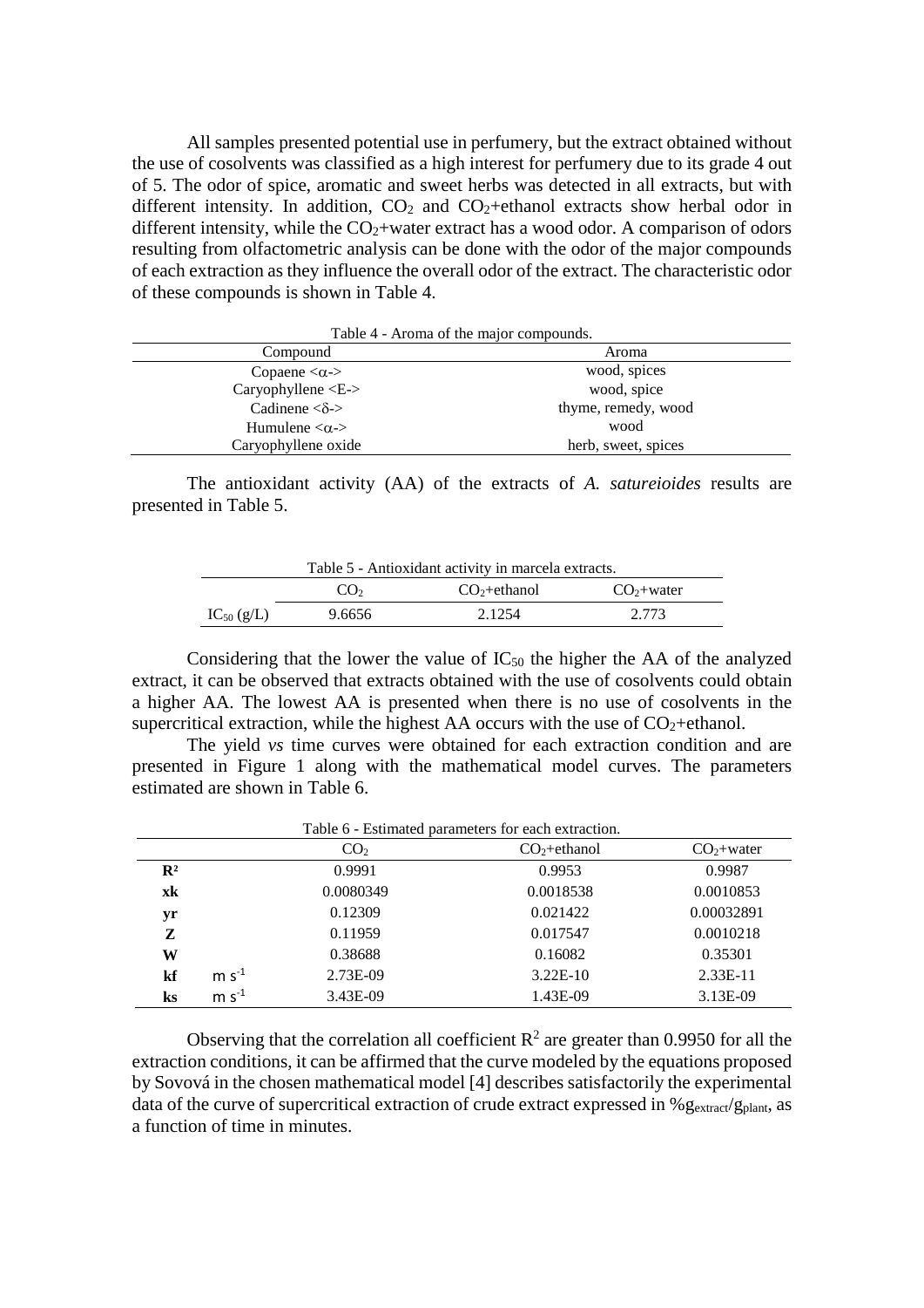All samples presented potential use in perfumery, but the extract obtained without the use of cosolvents was classified as a high interest for perfumery due to its grade 4 out of 5. The odor of spice, aromatic and sweet herbs was detected in all extracts, but with different intensity. In addition, $CO_2$ and $CO_2$+ethanol extracts show herbal odor in different intensity, while the $CO_2$+water extract has a wood odor. A comparison of odors resulting from olfactometric analysis can be done with the odor of the major compounds of each extraction as they influence the overall odor of the extract. The characteristic odor of these compounds is shown in Table 4.

Table 4 - Aroma of the major compounds.

| Compound | Aroma |
|---|---|
| Copaene <α-> | wood, spices |
| Caryophyllene <E-> | wood, spice |
| Cadinene <δ-> | thyme, remedy, wood |
| Humulene <α-> | wood |
| Caryophyllene oxide | herb, sweet, spices |

The antioxidant activity (AA) of the extracts of *A. satureioides* results are presented in Table 5.

Table 5 - Antioxidant activity in marcela extracts.

| | $CO_2$ | $CO_2$+ethanol | $CO_2$+water |
|---|---|---|---|
| $IC_{50}$ (g/L) | 9.6656 | 2.1254 | 2.773 |

Considering that the lower the value of $IC_{50}$ the higher the AA of the analyzed extract, it can be observed that extracts obtained with the use of cosolvents could obtain a higher AA. The lowest AA is presented when there is no use of cosolvents in the supercritical extraction, while the highest AA occurs with the use of $CO_2$+ethanol.

The yield *vs* time curves were obtained for each extraction condition and are presented in Figure 1 along with the mathematical model curves. The parameters estimated are shown in Table 6.

Table 6 - Estimated parameters for each extraction.

| | | $CO_2$ | $CO_2$+ethanol | $CO_2$+water |
|---|---|---|---|---|
| **$R^2$** | | 0.9991 | 0.9953 | 0.9987 |
| **xk** | | 0.0080349 | 0.0018538 | 0.0010853 |
| **yr** | | 0.12309 | 0.021422 | 0.00032891 |
| **Z** | | 0.11959 | 0.017547 | 0.0010218 |
| **W** | | 0.38688 | 0.16082 | 0.35301 |
| **kf** | $m\ s^{-1}$ | 2.73E-09 | 3.22E-10 | 2.33E-11 |
| **ks** | $m\ s^{-1}$ | 3.43E-09 | 1.43E-09 | 3.13E-09 |

Observing that the correlation all coefficient $R^2$ are greater than 0.9950 for all the extraction conditions, it can be affirmed that the curve modeled by the equations proposed by Sovová in the chosen mathematical model [4] describes satisfactorily the experimental data of the curve of supercritical extraction of crude extract expressed in $\%g_{extract}/g_{plant}$, as a function of time in minutes.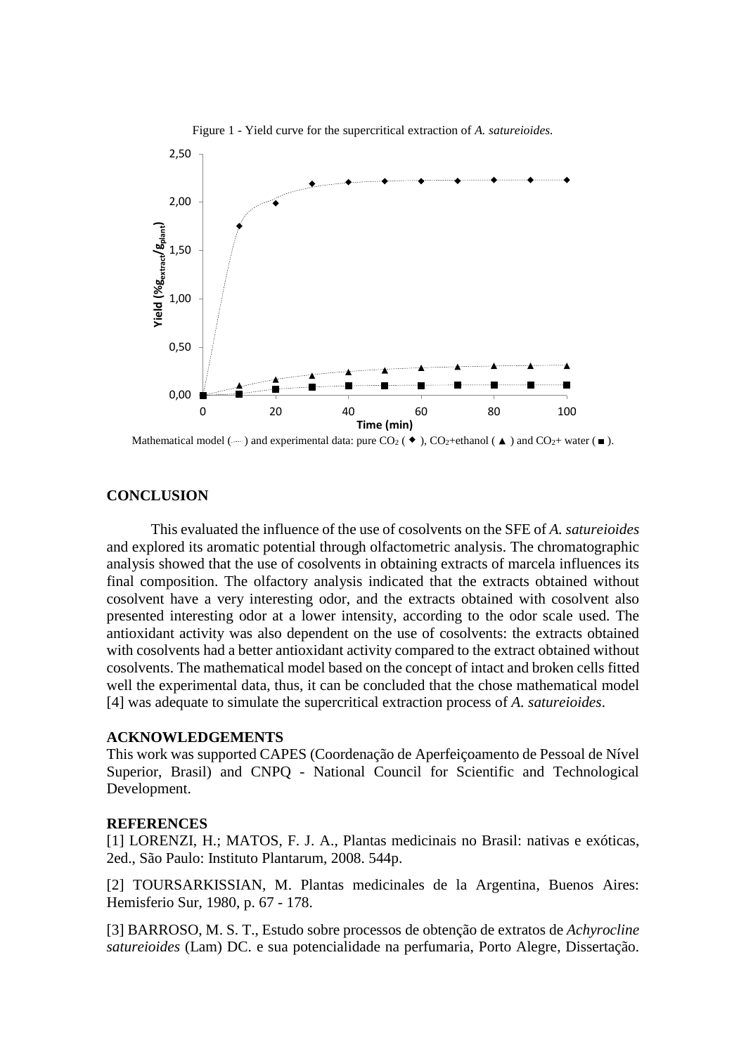Figure 1 - Yield curve for the supercritical extraction of *A. satureioides.*

Mathematical model (·····) and experimental data: pure $CO_2$ ( ◆ ), $CO_2$+ethanol ( ▲ ) and $CO_2$+ water ( ■ ).

## CONCLUSION

This evaluated the influence of the use of cosolvents on the SFE of *A. satureioides* and explored its aromatic potential through olfactometric analysis. The chromatographic analysis showed that the use of cosolvents in obtaining extracts of marcela influences its final composition. The olfactory analysis indicated that the extracts obtained without cosolvent have a very interesting odor, and the extracts obtained with cosolvent also presented interesting odor at a lower intensity, according to the odor scale used. The antioxidant activity was also dependent on the use of cosolvents: the extracts obtained with cosolvents had a better antioxidant activity compared to the extract obtained without cosolvents. The mathematical model based on the concept of intact and broken cells fitted well the experimental data, thus, it can be concluded that the chose mathematical model [4] was adequate to simulate the supercritical extraction process of *A. satureioides*.

## ACKNOWLEDGEMENTS

This work was supported CAPES (Coordenação de Aperfeiçoamento de Pessoal de Nível Superior, Brasil) and CNPQ - National Council for Scientific and Technological Development.

## REFERENCES

[1] LORENZI, H.; MATOS, F. J. A., Plantas medicinais no Brasil: nativas e exóticas, 2ed., São Paulo: Instituto Plantarum, 2008. 544p.

[2] TOURSARKISSIAN, M. Plantas medicinales de la Argentina, Buenos Aires: Hemisferio Sur, 1980, p. 67 - 178.

[3] BARROSO, M. S. T., Estudo sobre processos de obtenção de extratos de *Achyrocline satureioides* (Lam) DC. e sua potencialidade na perfumaria, Porto Alegre, Dissertação.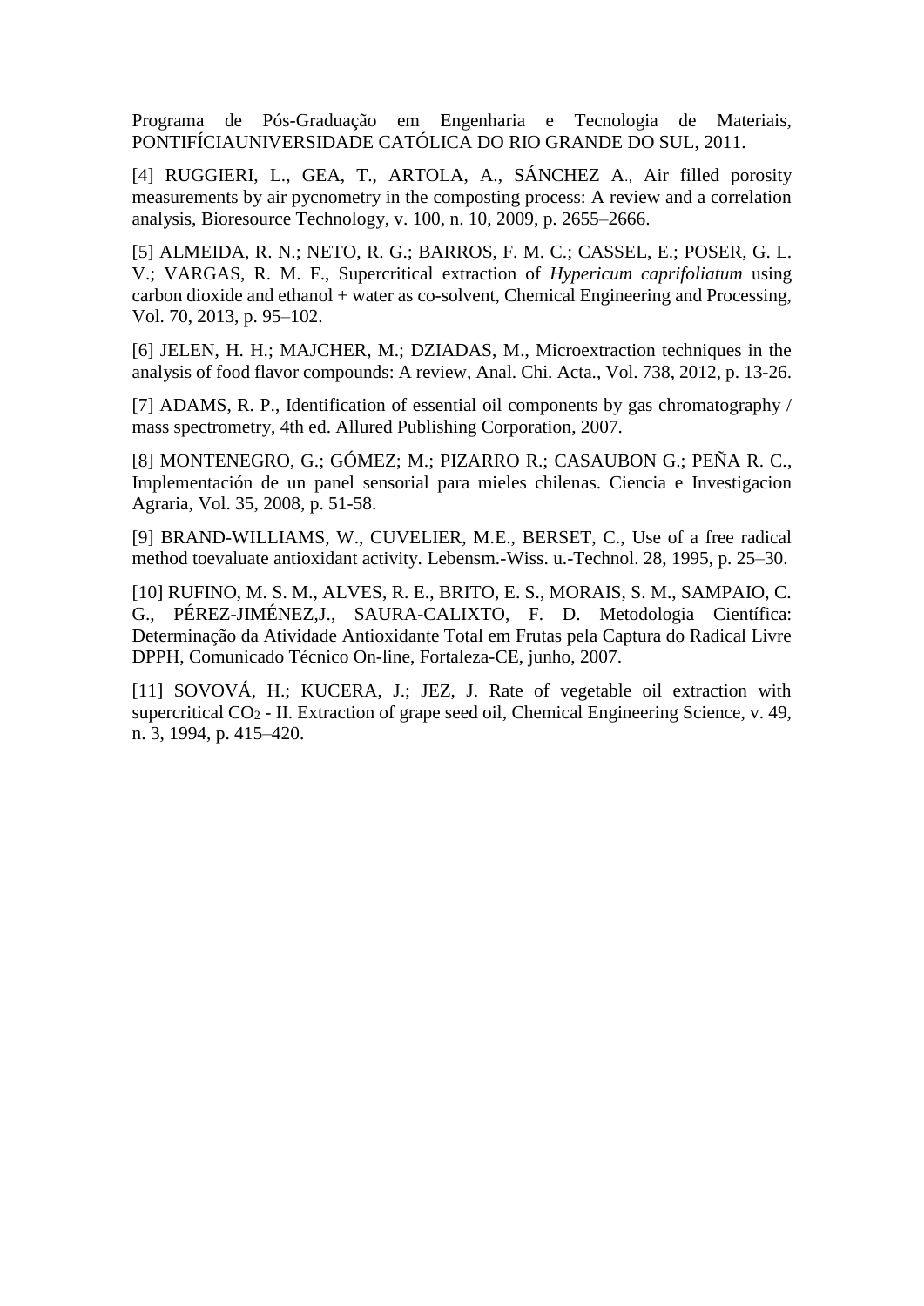Programa de Pós-Graduação em Engenharia e Tecnologia de Materiais, PONTIFÍCIAUNIVERSIDADE CATÓLICA DO RIO GRANDE DO SUL, 2011.

[4] RUGGIERI, L., GEA, T., ARTOLA, A., SÁNCHEZ A., Air filled porosity measurements by air pycnometry in the composting process: A review and a correlation analysis, Bioresource Technology, v. 100, n. 10, 2009, p. 2655–2666.

[5] ALMEIDA, R. N.; NETO, R. G.; BARROS, F. M. C.; CASSEL, E.; POSER, G. L. V.; VARGAS, R. M. F., Supercritical extraction of *Hypericum caprifoliatum* using carbon dioxide and ethanol + water as co-solvent, Chemical Engineering and Processing, Vol. 70, 2013, p. 95–102.

[6] JELEN, H. H.; MAJCHER, M.; DZIADAS, M., Microextraction techniques in the analysis of food flavor compounds: A review, Anal. Chi. Acta., Vol. 738, 2012, p. 13-26.

[7] ADAMS, R. P., Identification of essential oil components by gas chromatography / mass spectrometry, 4th ed. Allured Publishing Corporation, 2007.

[8] MONTENEGRO, G.; GÓMEZ; M.; PIZARRO R.; CASAUBON G.; PEÑA R. C., Implementación de un panel sensorial para mieles chilenas. Ciencia e Investigacion Agraria, Vol. 35, 2008, p. 51-58.

[9] BRAND-WILLIAMS, W., CUVELIER, M.E., BERSET, C., Use of a free radical method toevaluate antioxidant activity. Lebensm.-Wiss. u.-Technol. 28, 1995, p. 25–30.

[10] RUFINO, M. S. M., ALVES, R. E., BRITO, E. S., MORAIS, S. M., SAMPAIO, C. G., PÉREZ-JIMÉNEZ,J., SAURA-CALIXTO, F. D. Metodologia Científica: Determinação da Atividade Antioxidante Total em Frutas pela Captura do Radical Livre DPPH, Comunicado Técnico On-line, Fortaleza-CE, junho, 2007.

[11] SOVOVÁ, H.; KUCERA, J.; JEZ, J. Rate of vegetable oil extraction with supercritical $CO_2$ - II. Extraction of grape seed oil, Chemical Engineering Science, v. 49, n. 3, 1994, p. 415–420.